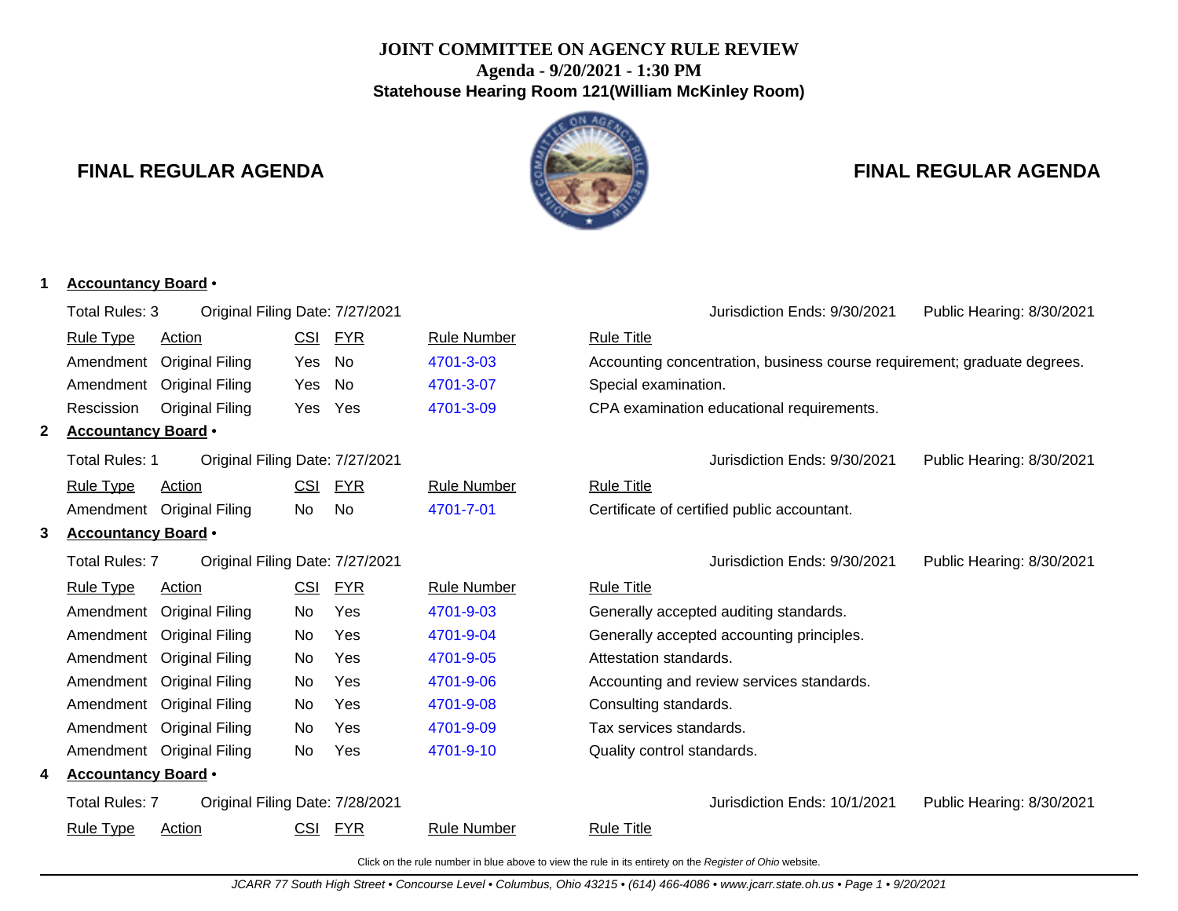# JOINT COMMITTEE ON AGENCY RULE REVIEW

**Agenda - 9/20/2021 - 1:30 PM**

**Statehouse Hearing Room 121(William McKinley Room)**

## FINAL REGULAR AGENDA

### 1 Accountancy Board •

Total Rules: 3 | Original Filing Date: 7/27/2021 | Jurisdiction Ends: 9/30/2021 | Public Hearing: 8/30/2021

| Rule Type | Action | CSI | FYR | Rule Number | Rule Title |
|---|---|---|---|---|---|
| Amendment | Original Filing | Yes | No | 4701-3-03 | Accounting concentration, business course requirement; graduate degrees. |
| Amendment | Original Filing | Yes | No | 4701-3-07 | Special examination. |
| Rescission | Original Filing | Yes | Yes | 4701-3-09 | CPA examination educational requirements. |

### 2 Accountancy Board •

Total Rules: 1 | Original Filing Date: 7/27/2021 | Jurisdiction Ends: 9/30/2021 | Public Hearing: 8/30/2021

| Rule Type | Action | CSI | FYR | Rule Number | Rule Title |
|---|---|---|---|---|---|
| Amendment | Original Filing | No | No | 4701-7-01 | Certificate of certified public accountant. |

### 3 Accountancy Board •

Total Rules: 7 | Original Filing Date: 7/27/2021 | Jurisdiction Ends: 9/30/2021 | Public Hearing: 8/30/2021

| Rule Type | Action | CSI | FYR | Rule Number | Rule Title |
|---|---|---|---|---|---|
| Amendment | Original Filing | No | Yes | 4701-9-03 | Generally accepted auditing standards. |
| Amendment | Original Filing | No | Yes | 4701-9-04 | Generally accepted accounting principles. |
| Amendment | Original Filing | No | Yes | 4701-9-05 | Attestation standards. |
| Amendment | Original Filing | No | Yes | 4701-9-06 | Accounting and review services standards. |
| Amendment | Original Filing | No | Yes | 4701-9-08 | Consulting standards. |
| Amendment | Original Filing | No | Yes | 4701-9-09 | Tax services standards. |
| Amendment | Original Filing | No | Yes | 4701-9-10 | Quality control standards. |

### 4 Accountancy Board •

Total Rules: 7 | Original Filing Date: 7/28/2021 | Jurisdiction Ends: 10/1/2021 | Public Hearing: 8/30/2021

| Rule Type | Action | CSI | FYR | Rule Number | Rule Title |
|---|---|---|---|---|---|

Click on the rule number in blue above to view the rule in its entirety on the *Register of Ohio* website.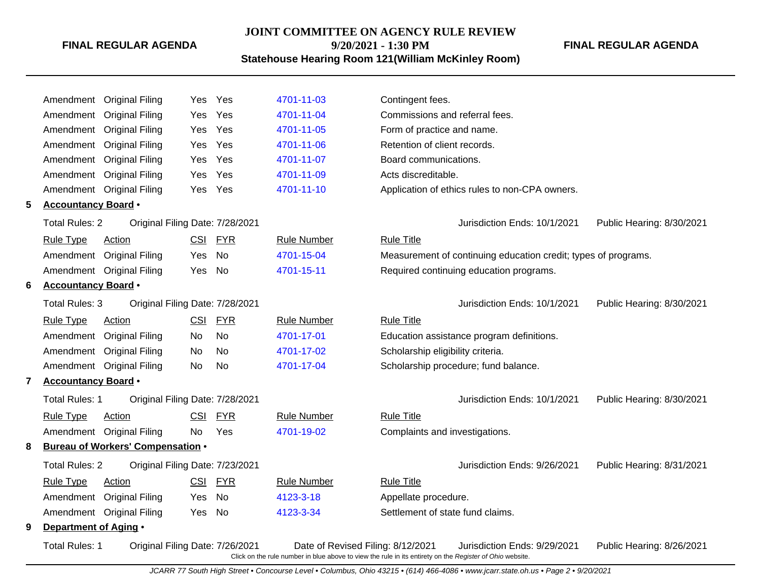| Rule Type | Action | CSI | FYR | Rule Number | Rule Title |
|---|---|---|---|---|---|
| Amendment | Original Filing | Yes | Yes | 4701-11-03 | Contingent fees. |
| Amendment | Original Filing | Yes | Yes | 4701-11-04 | Commissions and referral fees. |
| Amendment | Original Filing | Yes | Yes | 4701-11-05 | Form of practice and name. |
| Amendment | Original Filing | Yes | Yes | 4701-11-06 | Retention of client records. |
| Amendment | Original Filing | Yes | Yes | 4701-11-07 | Board communications. |
| Amendment | Original Filing | Yes | Yes | 4701-11-09 | Acts discreditable. |
| Amendment | Original Filing | Yes | Yes | 4701-11-10 | Application of ethics rules to non-CPA owners. |

**5 Accountancy Board •**

Total Rules: 2 Original Filing Date: 7/28/2021 Jurisdiction Ends: 10/1/2021 Public Hearing: 8/30/2021

| Rule Type | Action | CSI | FYR | Rule Number | Rule Title |
|---|---|---|---|---|---|
| Amendment | Original Filing | Yes | No | 4701-15-04 | Measurement of continuing education credit; types of programs. |
| Amendment | Original Filing | Yes | No | 4701-15-11 | Required continuing education programs. |

**6 Accountancy Board •**

Total Rules: 3 Original Filing Date: 7/28/2021 Jurisdiction Ends: 10/1/2021 Public Hearing: 8/30/2021

| Rule Type | Action | CSI | FYR | Rule Number | Rule Title |
|---|---|---|---|---|---|
| Amendment | Original Filing | No | No | 4701-17-01 | Education assistance program definitions. |
| Amendment | Original Filing | No | No | 4701-17-02 | Scholarship eligibility criteria. |
| Amendment | Original Filing | No | No | 4701-17-04 | Scholarship procedure; fund balance. |

**7 Accountancy Board •**

Total Rules: 1 Original Filing Date: 7/28/2021 Jurisdiction Ends: 10/1/2021 Public Hearing: 8/30/2021

| Rule Type | Action | CSI | FYR | Rule Number | Rule Title |
|---|---|---|---|---|---|
| Amendment | Original Filing | No | Yes | 4701-19-02 | Complaints and investigations. |

**8 Bureau of Workers' Compensation •**

Total Rules: 2 Original Filing Date: 7/23/2021 Jurisdiction Ends: 9/26/2021 Public Hearing: 8/31/2021

| Rule Type | Action | CSI | FYR | Rule Number | Rule Title |
|---|---|---|---|---|---|
| Amendment | Original Filing | Yes | No | 4123-3-18 | Appellate procedure. |
| Amendment | Original Filing | Yes | No | 4123-3-34 | Settlement of state fund claims. |

**9 Department of Aging •**

Total Rules: 1 Original Filing Date: 7/26/2021 Date of Revised Filing: 8/12/2021 Jurisdiction Ends: 9/29/2021 Public Hearing: 8/26/2021

Click on the rule number in blue above to view the rule in its entirety on the *Register of Ohio* website.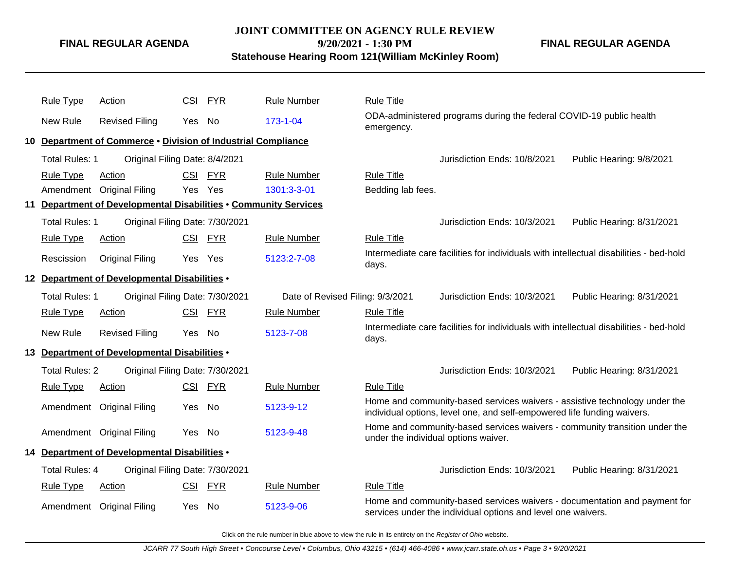| Rule Type | Action | CSI | FYR | Rule Number | Rule Title |
|---|---|---|---|---|---|
| New Rule | Revised Filing | Yes | No | 173-1-04 | ODA-administered programs during the federal COVID-19 public health emergency. |

**10 Department of Commerce • Division of Industrial Compliance**

Total Rules: 1 | Original Filing Date: 8/4/2021 | Jurisdiction Ends: 10/8/2021 | Public Hearing: 9/8/2021

| Rule Type | Action | CSI | FYR | Rule Number | Rule Title |
|---|---|---|---|---|---|
| Amendment | Original Filing | Yes | Yes | 1301:3-3-01 | Bedding lab fees. |

**11 Department of Developmental Disabilities • Community Services**

Total Rules: 1 | Original Filing Date: 7/30/2021 | Jurisdiction Ends: 10/3/2021 | Public Hearing: 8/31/2021

| Rule Type | Action | CSI | FYR | Rule Number | Rule Title |
|---|---|---|---|---|---|
| Rescission | Original Filing | Yes | Yes | 5123:2-7-08 | Intermediate care facilities for individuals with intellectual disabilities - bed-hold days. |

**12 Department of Developmental Disabilities •**

Total Rules: 1 | Original Filing Date: 7/30/2021 | Date of Revised Filing: 9/3/2021 | Jurisdiction Ends: 10/3/2021 | Public Hearing: 8/31/2021

| Rule Type | Action | CSI | FYR | Rule Number | Rule Title |
|---|---|---|---|---|---|
| New Rule | Revised Filing | Yes | No | 5123-7-08 | Intermediate care facilities for individuals with intellectual disabilities - bed-hold days. |

**13 Department of Developmental Disabilities •**

Total Rules: 2 | Original Filing Date: 7/30/2021 | Jurisdiction Ends: 10/3/2021 | Public Hearing: 8/31/2021

| Rule Type | Action | CSI | FYR | Rule Number | Rule Title |
|---|---|---|---|---|---|
| Amendment | Original Filing | Yes | No | 5123-9-12 | Home and community-based services waivers - assistive technology under the individual options, level one, and self-empowered life funding waivers. |
| Amendment | Original Filing | Yes | No | 5123-9-48 | Home and community-based services waivers - community transition under the under the individual options waiver. |

**14 Department of Developmental Disabilities •**

Total Rules: 4 | Original Filing Date: 7/30/2021 | Jurisdiction Ends: 10/3/2021 | Public Hearing: 8/31/2021

| Rule Type | Action | CSI | FYR | Rule Number | Rule Title |
|---|---|---|---|---|---|
| Amendment | Original Filing | Yes | No | 5123-9-06 | Home and community-based services waivers - documentation and payment for services under the individual options and level one waivers. |

Click on the rule number in blue above to view the rule in its entirety on the *Register of Ohio* website.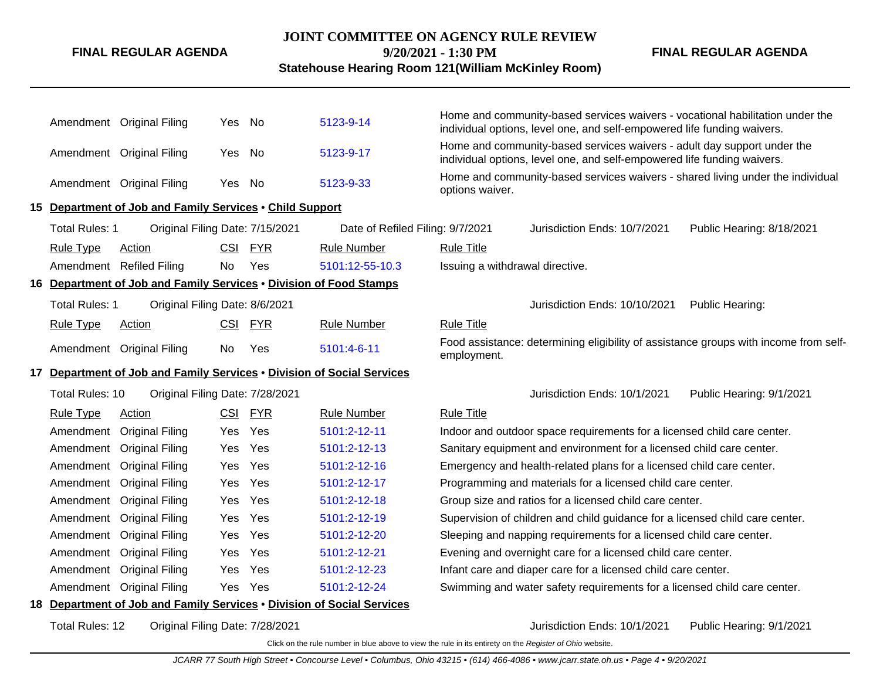| Rule Type | Action | CSI | FYR | Rule Number | Rule Title |
|---|---|---|---|---|---|
| Amendment | Original Filing | Yes | No | 5123-9-14 | Home and community-based services waivers - vocational habilitation under the individual options, level one, and self-empowered life funding waivers. |
| Amendment | Original Filing | Yes | No | 5123-9-17 | Home and community-based services waivers - adult day support under the individual options, level one, and self-empowered life funding waivers. |
| Amendment | Original Filing | Yes | No | 5123-9-33 | Home and community-based services waivers - shared living under the individual options waiver. |

**15 Department of Job and Family Services • Child Support**

Total Rules: 1 | Original Filing Date: 7/15/2021 | Date of Refiled Filing: 9/7/2021 | Jurisdiction Ends: 10/7/2021 | Public Hearing: 8/18/2021

| Rule Type | Action | CSI | FYR | Rule Number | Rule Title |
|---|---|---|---|---|---|
| Amendment | Refiled Filing | No | Yes | 5101:12-55-10.3 | Issuing a withdrawal directive. |

**16 Department of Job and Family Services • Division of Food Stamps**

Total Rules: 1 | Original Filing Date: 8/6/2021 | Jurisdiction Ends: 10/10/2021 | Public Hearing:

| Rule Type | Action | CSI | FYR | Rule Number | Rule Title |
|---|---|---|---|---|---|
| Amendment | Original Filing | No | Yes | 5101:4-6-11 | Food assistance: determining eligibility of assistance groups with income from self-employment. |

**17 Department of Job and Family Services • Division of Social Services**

Total Rules: 10 | Original Filing Date: 7/28/2021 | Jurisdiction Ends: 10/1/2021 | Public Hearing: 9/1/2021

| Rule Type | Action | CSI | FYR | Rule Number | Rule Title |
|---|---|---|---|---|---|
| Amendment | Original Filing | Yes | Yes | 5101:2-12-11 | Indoor and outdoor space requirements for a licensed child care center. |
| Amendment | Original Filing | Yes | Yes | 5101:2-12-13 | Sanitary equipment and environment for a licensed child care center. |
| Amendment | Original Filing | Yes | Yes | 5101:2-12-16 | Emergency and health-related plans for a licensed child care center. |
| Amendment | Original Filing | Yes | Yes | 5101:2-12-17 | Programming and materials for a licensed child care center. |
| Amendment | Original Filing | Yes | Yes | 5101:2-12-18 | Group size and ratios for a licensed child care center. |
| Amendment | Original Filing | Yes | Yes | 5101:2-12-19 | Supervision of children and child guidance for a licensed child care center. |
| Amendment | Original Filing | Yes | Yes | 5101:2-12-20 | Sleeping and napping requirements for a licensed child care center. |
| Amendment | Original Filing | Yes | Yes | 5101:2-12-21 | Evening and overnight care for a licensed child care center. |
| Amendment | Original Filing | Yes | Yes | 5101:2-12-23 | Infant care and diaper care for a licensed child care center. |
| Amendment | Original Filing | Yes | Yes | 5101:2-12-24 | Swimming and water safety requirements for a licensed child care center. |

**18 Department of Job and Family Services • Division of Social Services**

Total Rules: 12 | Original Filing Date: 7/28/2021 | Jurisdiction Ends: 10/1/2021 | Public Hearing: 9/1/2021

Click on the rule number in blue above to view the rule in its entirety on the *Register of Ohio* website.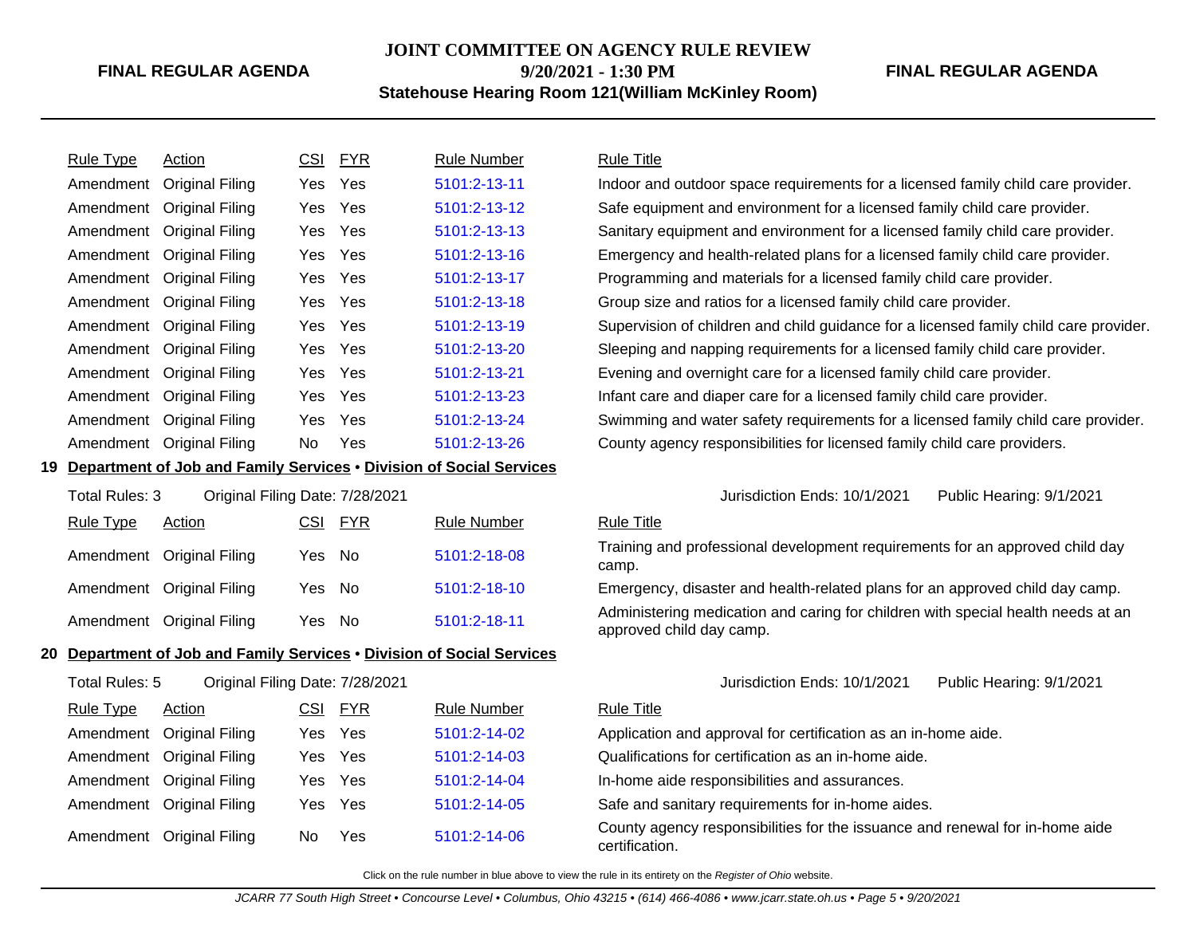| Rule Type | Action | CSI | FYR | Rule Number | Rule Title |
|---|---|---|---|---|---|
| Amendment | Original Filing | Yes | Yes | 5101:2-13-11 | Indoor and outdoor space requirements for a licensed family child care provider. |
| Amendment | Original Filing | Yes | Yes | 5101:2-13-12 | Safe equipment and environment for a licensed family child care provider. |
| Amendment | Original Filing | Yes | Yes | 5101:2-13-13 | Sanitary equipment and environment for a licensed family child care provider. |
| Amendment | Original Filing | Yes | Yes | 5101:2-13-16 | Emergency and health-related plans for a licensed family child care provider. |
| Amendment | Original Filing | Yes | Yes | 5101:2-13-17 | Programming and materials for a licensed family child care provider. |
| Amendment | Original Filing | Yes | Yes | 5101:2-13-18 | Group size and ratios for a licensed family child care provider. |
| Amendment | Original Filing | Yes | Yes | 5101:2-13-19 | Supervision of children and child guidance for a licensed family child care provider. |
| Amendment | Original Filing | Yes | Yes | 5101:2-13-20 | Sleeping and napping requirements for a licensed family child care provider. |
| Amendment | Original Filing | Yes | Yes | 5101:2-13-21 | Evening and overnight care for a licensed family child care provider. |
| Amendment | Original Filing | Yes | Yes | 5101:2-13-23 | Infant care and diaper care for a licensed family child care provider. |
| Amendment | Original Filing | Yes | Yes | 5101:2-13-24 | Swimming and water safety requirements for a licensed family child care provider. |
| Amendment | Original Filing | No | Yes | 5101:2-13-26 | County agency responsibilities for licensed family child care providers. |

## 19 Department of Job and Family Services • Division of Social Services

Total Rules: 3 Original Filing Date: 7/28/2021 Jurisdiction Ends: 10/1/2021 Public Hearing: 9/1/2021

| Rule Type | Action | CSI | FYR | Rule Number | Rule Title |
|---|---|---|---|---|---|
| Amendment | Original Filing | Yes | No | 5101:2-18-08 | Training and professional development requirements for an approved child day camp. |
| Amendment | Original Filing | Yes | No | 5101:2-18-10 | Emergency, disaster and health-related plans for an approved child day camp. |
| Amendment | Original Filing | Yes | No | 5101:2-18-11 | Administering medication and caring for children with special health needs at an approved child day camp. |

## 20 Department of Job and Family Services • Division of Social Services

Total Rules: 5 Original Filing Date: 7/28/2021 Jurisdiction Ends: 10/1/2021 Public Hearing: 9/1/2021

| Rule Type | Action | CSI | FYR | Rule Number | Rule Title |
|---|---|---|---|---|---|
| Amendment | Original Filing | Yes | Yes | 5101:2-14-02 | Application and approval for certification as an in-home aide. |
| Amendment | Original Filing | Yes | Yes | 5101:2-14-03 | Qualifications for certification as an in-home aide. |
| Amendment | Original Filing | Yes | Yes | 5101:2-14-04 | In-home aide responsibilities and assurances. |
| Amendment | Original Filing | Yes | Yes | 5101:2-14-05 | Safe and sanitary requirements for in-home aides. |
| Amendment | Original Filing | No | Yes | 5101:2-14-06 | County agency responsibilities for the issuance and renewal for in-home aide certification. |

Click on the rule number in blue above to view the rule in its entirety on the *Register of Ohio* website.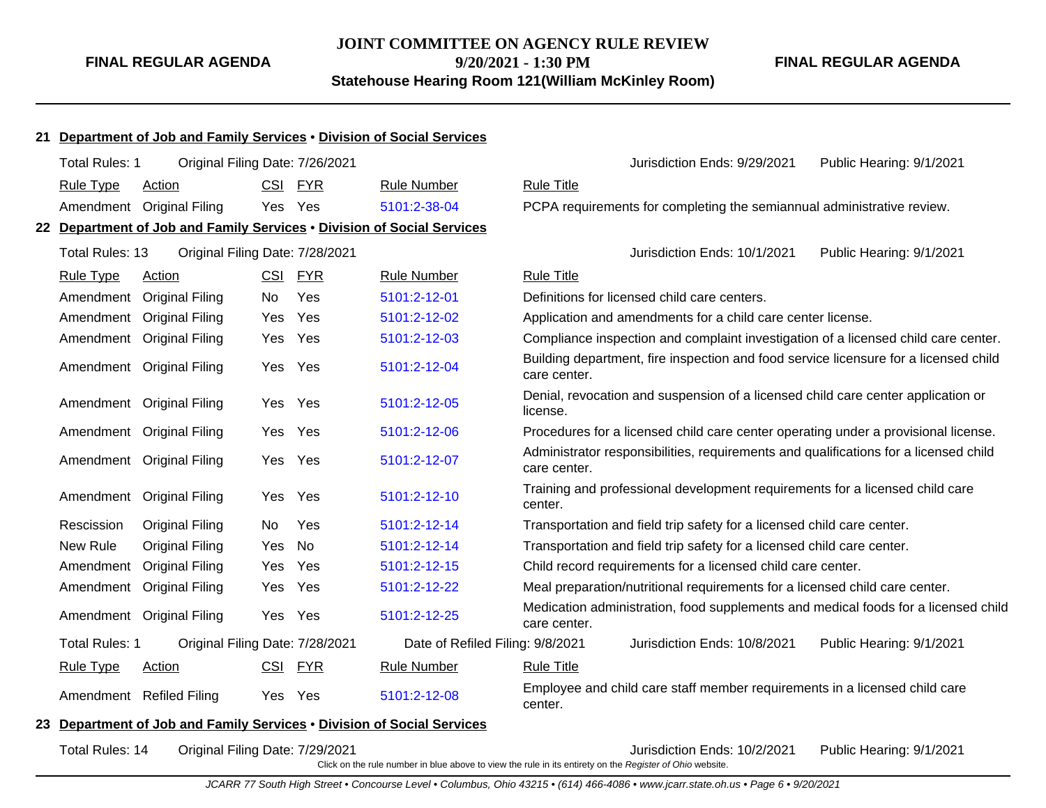**21 Department of Job and Family Services • Division of Social Services**

Total Rules: 1 Original Filing Date: 7/26/2021 Jurisdiction Ends: 9/29/2021 Public Hearing: 9/1/2021

| Rule Type | Action | CSI | FYR | Rule Number | Rule Title |
|---|---|---|---|---|---|
| Amendment | Original Filing | Yes | Yes | 5101:2-38-04 | PCPA requirements for completing the semiannual administrative review. |

**22 Department of Job and Family Services • Division of Social Services**

Total Rules: 13 Original Filing Date: 7/28/2021 Jurisdiction Ends: 10/1/2021 Public Hearing: 9/1/2021

| Rule Type | Action | CSI | FYR | Rule Number | Rule Title |
|---|---|---|---|---|---|
| Amendment | Original Filing | No | Yes | 5101:2-12-01 | Definitions for licensed child care centers. |
| Amendment | Original Filing | Yes | Yes | 5101:2-12-02 | Application and amendments for a child care center license. |
| Amendment | Original Filing | Yes | Yes | 5101:2-12-03 | Compliance inspection and complaint investigation of a licensed child care center. |
| Amendment | Original Filing | Yes | Yes | 5101:2-12-04 | Building department, fire inspection and food service licensure for a licensed child care center. |
| Amendment | Original Filing | Yes | Yes | 5101:2-12-05 | Denial, revocation and suspension of a licensed child care center application or license. |
| Amendment | Original Filing | Yes | Yes | 5101:2-12-06 | Procedures for a licensed child care center operating under a provisional license. |
| Amendment | Original Filing | Yes | Yes | 5101:2-12-07 | Administrator responsibilities, requirements and qualifications for a licensed child care center. |
| Amendment | Original Filing | Yes | Yes | 5101:2-12-10 | Training and professional development requirements for a licensed child care center. |
| Rescission | Original Filing | No | Yes | 5101:2-12-14 | Transportation and field trip safety for a licensed child care center. |
| New Rule | Original Filing | Yes | No | 5101:2-12-14 | Transportation and field trip safety for a licensed child care center. |
| Amendment | Original Filing | Yes | Yes | 5101:2-12-15 | Child record requirements for a licensed child care center. |
| Amendment | Original Filing | Yes | Yes | 5101:2-12-22 | Meal preparation/nutritional requirements for a licensed child care center. |
| Amendment | Original Filing | Yes | Yes | 5101:2-12-25 | Medication administration, food supplements and medical foods for a licensed child care center. |

Total Rules: 1 Original Filing Date: 7/28/2021 Date of Refiled Filing: 9/8/2021 Jurisdiction Ends: 10/8/2021 Public Hearing: 9/1/2021

| Rule Type | Action | CSI | FYR | Rule Number | Rule Title |
|---|---|---|---|---|---|
| Amendment | Refiled Filing | Yes | Yes | 5101:2-12-08 | Employee and child care staff member requirements in a licensed child care center. |

**23 Department of Job and Family Services • Division of Social Services**

Total Rules: 14 Original Filing Date: 7/29/2021 Jurisdiction Ends: 10/2/2021 Public Hearing: 9/1/2021

Click on the rule number in blue above to view the rule in its entirety on the *Register of Ohio* website.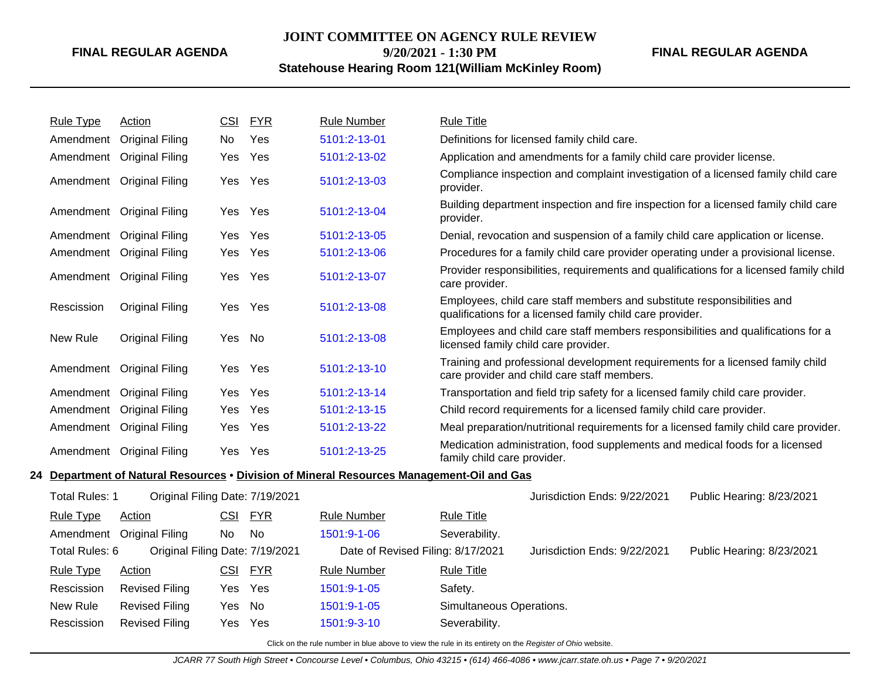| Rule Type | Action | CSI | FYR | Rule Number | Rule Title |
|---|---|---|---|---|---|
| Amendment | Original Filing | No | Yes | 5101:2-13-01 | Definitions for licensed family child care. |
| Amendment | Original Filing | Yes | Yes | 5101:2-13-02 | Application and amendments for a family child care provider license. |
| Amendment | Original Filing | Yes | Yes | 5101:2-13-03 | Compliance inspection and complaint investigation of a licensed family child care provider. |
| Amendment | Original Filing | Yes | Yes | 5101:2-13-04 | Building department inspection and fire inspection for a licensed family child care provider. |
| Amendment | Original Filing | Yes | Yes | 5101:2-13-05 | Denial, revocation and suspension of a family child care application or license. |
| Amendment | Original Filing | Yes | Yes | 5101:2-13-06 | Procedures for a family child care provider operating under a provisional license. |
| Amendment | Original Filing | Yes | Yes | 5101:2-13-07 | Provider responsibilities, requirements and qualifications for a licensed family child care provider. |
| Rescission | Original Filing | Yes | Yes | 5101:2-13-08 | Employees, child care staff members and substitute responsibilities and qualifications for a licensed family child care provider. |
| New Rule | Original Filing | Yes | No | 5101:2-13-08 | Employees and child care staff members responsibilities and qualifications for a licensed family child care provider. |
| Amendment | Original Filing | Yes | Yes | 5101:2-13-10 | Training and professional development requirements for a licensed family child care provider and child care staff members. |
| Amendment | Original Filing | Yes | Yes | 5101:2-13-14 | Transportation and field trip safety for a licensed family child care provider. |
| Amendment | Original Filing | Yes | Yes | 5101:2-13-15 | Child record requirements for a licensed family child care provider. |
| Amendment | Original Filing | Yes | Yes | 5101:2-13-22 | Meal preparation/nutritional requirements for a licensed family child care provider. |
| Amendment | Original Filing | Yes | Yes | 5101:2-13-25 | Medication administration, food supplements and medical foods for a licensed family child care provider. |

## 24 Department of Natural Resources • Division of Mineral Resources Management-Oil and Gas

Total Rules: 1 Original Filing Date: 7/19/2021 Jurisdiction Ends: 9/22/2021 Public Hearing: 8/23/2021

| Rule Type | Action | CSI | FYR | Rule Number | Rule Title |
|---|---|---|---|---|---|
| Amendment | Original Filing | No | No | 1501:9-1-06 | Severability. |

Total Rules: 6 Original Filing Date: 7/19/2021 Date of Revised Filing: 8/17/2021 Jurisdiction Ends: 9/22/2021 Public Hearing: 8/23/2021

| Rule Type | Action | CSI | FYR | Rule Number | Rule Title |
|---|---|---|---|---|---|
| Rescission | Revised Filing | Yes | Yes | 1501:9-1-05 | Safety. |
| New Rule | Revised Filing | Yes | No | 1501:9-1-05 | Simultaneous Operations. |
| Rescission | Revised Filing | Yes | Yes | 1501:9-3-10 | Severability. |

Click on the rule number in blue above to view the rule in its entirety on the *Register of Ohio* website.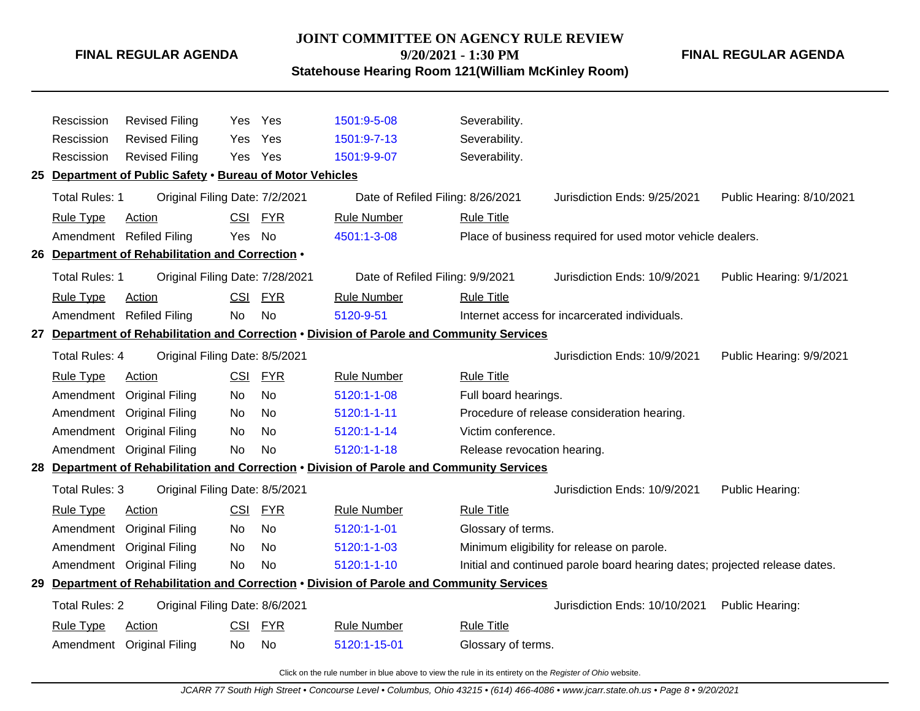| Rule Type | Action | CSI | FYR | Rule Number | Rule Title |
|---|---|---|---|---|---|
| Rescission | Revised Filing | Yes | Yes | 1501:9-5-08 | Severability. |
| Rescission | Revised Filing | Yes | Yes | 1501:9-7-13 | Severability. |
| Rescission | Revised Filing | Yes | Yes | 1501:9-9-07 | Severability. |

**25 Department of Public Safety • Bureau of Motor Vehicles**

Total Rules: 1 | Original Filing Date: 7/2/2021 | Date of Refiled Filing: 8/26/2021 | Jurisdiction Ends: 9/25/2021 | Public Hearing: 8/10/2021

| Rule Type | Action | CSI | FYR | Rule Number | Rule Title |
|---|---|---|---|---|---|
| Amendment | Refiled Filing | Yes | No | 4501:1-3-08 | Place of business required for used motor vehicle dealers. |

**26 Department of Rehabilitation and Correction •**

Total Rules: 1 | Original Filing Date: 7/28/2021 | Date of Refiled Filing: 9/9/2021 | Jurisdiction Ends: 10/9/2021 | Public Hearing: 9/1/2021

| Rule Type | Action | CSI | FYR | Rule Number | Rule Title |
|---|---|---|---|---|---|
| Amendment | Refiled Filing | No | No | 5120-9-51 | Internet access for incarcerated individuals. |

**27 Department of Rehabilitation and Correction • Division of Parole and Community Services**

Total Rules: 4 | Original Filing Date: 8/5/2021 | Jurisdiction Ends: 10/9/2021 | Public Hearing: 9/9/2021

| Rule Type | Action | CSI | FYR | Rule Number | Rule Title |
|---|---|---|---|---|---|
| Amendment | Original Filing | No | No | 5120:1-1-08 | Full board hearings. |
| Amendment | Original Filing | No | No | 5120:1-1-11 | Procedure of release consideration hearing. |
| Amendment | Original Filing | No | No | 5120:1-1-14 | Victim conference. |
| Amendment | Original Filing | No | No | 5120:1-1-18 | Release revocation hearing. |

**28 Department of Rehabilitation and Correction • Division of Parole and Community Services**

Total Rules: 3 | Original Filing Date: 8/5/2021 | Jurisdiction Ends: 10/9/2021 | Public Hearing:

| Rule Type | Action | CSI | FYR | Rule Number | Rule Title |
|---|---|---|---|---|---|
| Amendment | Original Filing | No | No | 5120:1-1-01 | Glossary of terms. |
| Amendment | Original Filing | No | No | 5120:1-1-03 | Minimum eligibility for release on parole. |
| Amendment | Original Filing | No | No | 5120:1-1-10 | Initial and continued parole board hearing dates; projected release dates. |

**29 Department of Rehabilitation and Correction • Division of Parole and Community Services**

Total Rules: 2 | Original Filing Date: 8/6/2021 | Jurisdiction Ends: 10/10/2021 | Public Hearing:

| Rule Type | Action | CSI | FYR | Rule Number | Rule Title |
|---|---|---|---|---|---|
| Amendment | Original Filing | No | No | 5120:1-15-01 | Glossary of terms. |

Click on the rule number in blue above to view the rule in its entirety on the *Register of Ohio* website.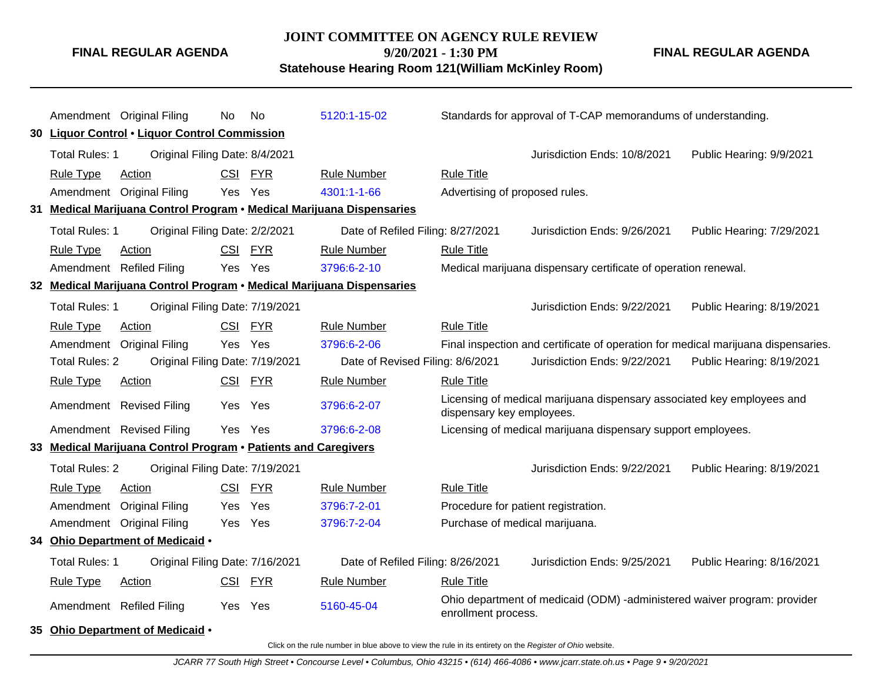| Rule Type | Action | CSI | FYR | Rule Number | Rule Title |
|---|---|---|---|---|---|
| Amendment | Original Filing | No | No | 5120:1-15-02 | Standards for approval of T-CAP memorandums of understanding. |

**30 Liquor Control • Liquor Control Commission**

Total Rules: 1 | Original Filing Date: 8/4/2021 | Jurisdiction Ends: 10/8/2021 | Public Hearing: 9/9/2021

| Rule Type | Action | CSI | FYR | Rule Number | Rule Title |
|---|---|---|---|---|---|
| Amendment | Original Filing | Yes | Yes | 4301:1-1-66 | Advertising of proposed rules. |

**31 Medical Marijuana Control Program • Medical Marijuana Dispensaries**

Total Rules: 1 | Original Filing Date: 2/2/2021 | Date of Refiled Filing: 8/27/2021 | Jurisdiction Ends: 9/26/2021 | Public Hearing: 7/29/2021

| Rule Type | Action | CSI | FYR | Rule Number | Rule Title |
|---|---|---|---|---|---|
| Amendment | Refiled Filing | Yes | Yes | 3796:6-2-10 | Medical marijuana dispensary certificate of operation renewal. |

**32 Medical Marijuana Control Program • Medical Marijuana Dispensaries**

Total Rules: 1 | Original Filing Date: 7/19/2021 | Jurisdiction Ends: 9/22/2021 | Public Hearing: 8/19/2021

| Rule Type | Action | CSI | FYR | Rule Number | Rule Title |
|---|---|---|---|---|---|
| Amendment | Original Filing | Yes | Yes | 3796:6-2-06 | Final inspection and certificate of operation for medical marijuana dispensaries. |

Total Rules: 2 | Original Filing Date: 7/19/2021 | Date of Revised Filing: 8/6/2021 | Jurisdiction Ends: 9/22/2021 | Public Hearing: 8/19/2021

| Rule Type | Action | CSI | FYR | Rule Number | Rule Title |
|---|---|---|---|---|---|
| Amendment | Revised Filing | Yes | Yes | 3796:6-2-07 | Licensing of medical marijuana dispensary associated key employees and dispensary key employees. |
| Amendment | Revised Filing | Yes | Yes | 3796:6-2-08 | Licensing of medical marijuana dispensary support employees. |

**33 Medical Marijuana Control Program • Patients and Caregivers**

Total Rules: 2 | Original Filing Date: 7/19/2021 | Jurisdiction Ends: 9/22/2021 | Public Hearing: 8/19/2021

| Rule Type | Action | CSI | FYR | Rule Number | Rule Title |
|---|---|---|---|---|---|
| Amendment | Original Filing | Yes | Yes | 3796:7-2-01 | Procedure for patient registration. |
| Amendment | Original Filing | Yes | Yes | 3796:7-2-04 | Purchase of medical marijuana. |

**34 Ohio Department of Medicaid •**

Total Rules: 1 | Original Filing Date: 7/16/2021 | Date of Refiled Filing: 8/26/2021 | Jurisdiction Ends: 9/25/2021 | Public Hearing: 8/16/2021

| Rule Type | Action | CSI | FYR | Rule Number | Rule Title |
|---|---|---|---|---|---|
| Amendment | Refiled Filing | Yes | Yes | 5160-45-04 | Ohio department of medicaid (ODM) -administered waiver program: provider enrollment process. |

**35 Ohio Department of Medicaid •**

Click on the rule number in blue above to view the rule in its entirety on the *Register of Ohio* website.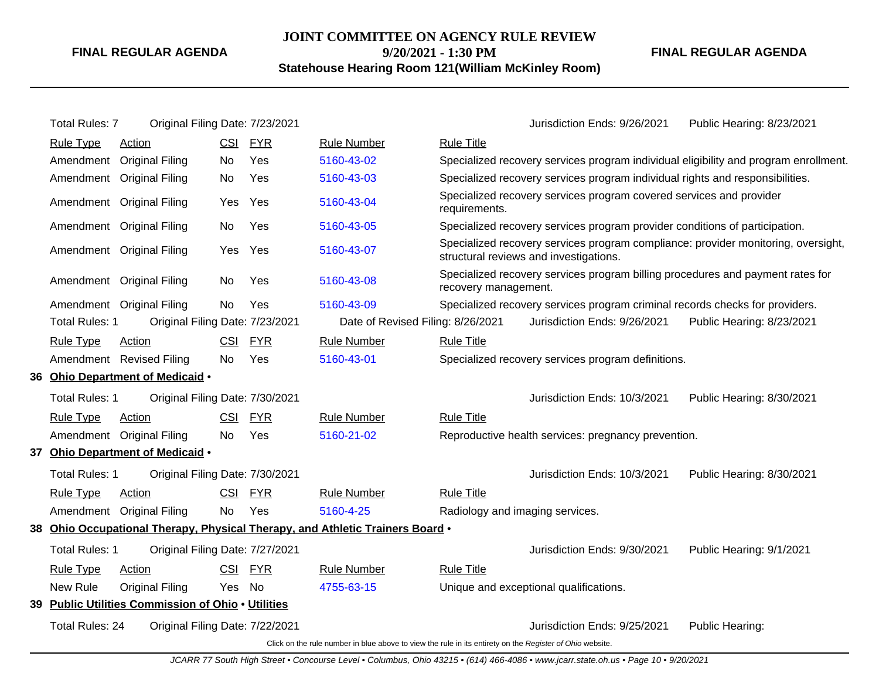Total Rules: 7 | Original Filing Date: 7/23/2021 | Jurisdiction Ends: 9/26/2021 | Public Hearing: 8/23/2021

| Rule Type | Action | CSI | FYR | Rule Number | Rule Title |
|---|---|---|---|---|---|
| Amendment | Original Filing | No | Yes | 5160-43-02 | Specialized recovery services program individual eligibility and program enrollment. |
| Amendment | Original Filing | No | Yes | 5160-43-03 | Specialized recovery services program individual rights and responsibilities. |
| Amendment | Original Filing | Yes | Yes | 5160-43-04 | Specialized recovery services program covered services and provider requirements. |
| Amendment | Original Filing | No | Yes | 5160-43-05 | Specialized recovery services program provider conditions of participation. |
| Amendment | Original Filing | Yes | Yes | 5160-43-07 | Specialized recovery services program compliance: provider monitoring, oversight, structural reviews and investigations. |
| Amendment | Original Filing | No | Yes | 5160-43-08 | Specialized recovery services program billing procedures and payment rates for recovery management. |
| Amendment | Original Filing | No | Yes | 5160-43-09 | Specialized recovery services program criminal records checks for providers. |

Total Rules: 1 | Original Filing Date: 7/23/2021 | Date of Revised Filing: 8/26/2021 | Jurisdiction Ends: 9/26/2021 | Public Hearing: 8/23/2021

| Rule Type | Action | CSI | FYR | Rule Number | Rule Title |
|---|---|---|---|---|---|
| Amendment | Revised Filing | No | Yes | 5160-43-01 | Specialized recovery services program definitions. |

**36 Ohio Department of Medicaid •**

Total Rules: 1 | Original Filing Date: 7/30/2021 | Jurisdiction Ends: 10/3/2021 | Public Hearing: 8/30/2021

| Rule Type | Action | CSI | FYR | Rule Number | Rule Title |
|---|---|---|---|---|---|
| Amendment | Original Filing | No | Yes | 5160-21-02 | Reproductive health services: pregnancy prevention. |

**37 Ohio Department of Medicaid •**

Total Rules: 1 | Original Filing Date: 7/30/2021 | Jurisdiction Ends: 10/3/2021 | Public Hearing: 8/30/2021

| Rule Type | Action | CSI | FYR | Rule Number | Rule Title |
|---|---|---|---|---|---|
| Amendment | Original Filing | No | Yes | 5160-4-25 | Radiology and imaging services. |

**38 Ohio Occupational Therapy, Physical Therapy, and Athletic Trainers Board •**

Total Rules: 1 | Original Filing Date: 7/27/2021 | Jurisdiction Ends: 9/30/2021 | Public Hearing: 9/1/2021

| Rule Type | Action | CSI | FYR | Rule Number | Rule Title |
|---|---|---|---|---|---|
| New Rule | Original Filing | Yes | No | 4755-63-15 | Unique and exceptional qualifications. |

**39 Public Utilities Commission of Ohio • Utilities**

Total Rules: 24 | Original Filing Date: 7/22/2021 | Jurisdiction Ends: 9/25/2021 | Public Hearing:

Click on the rule number in blue above to view the rule in its entirety on the *Register of Ohio* website.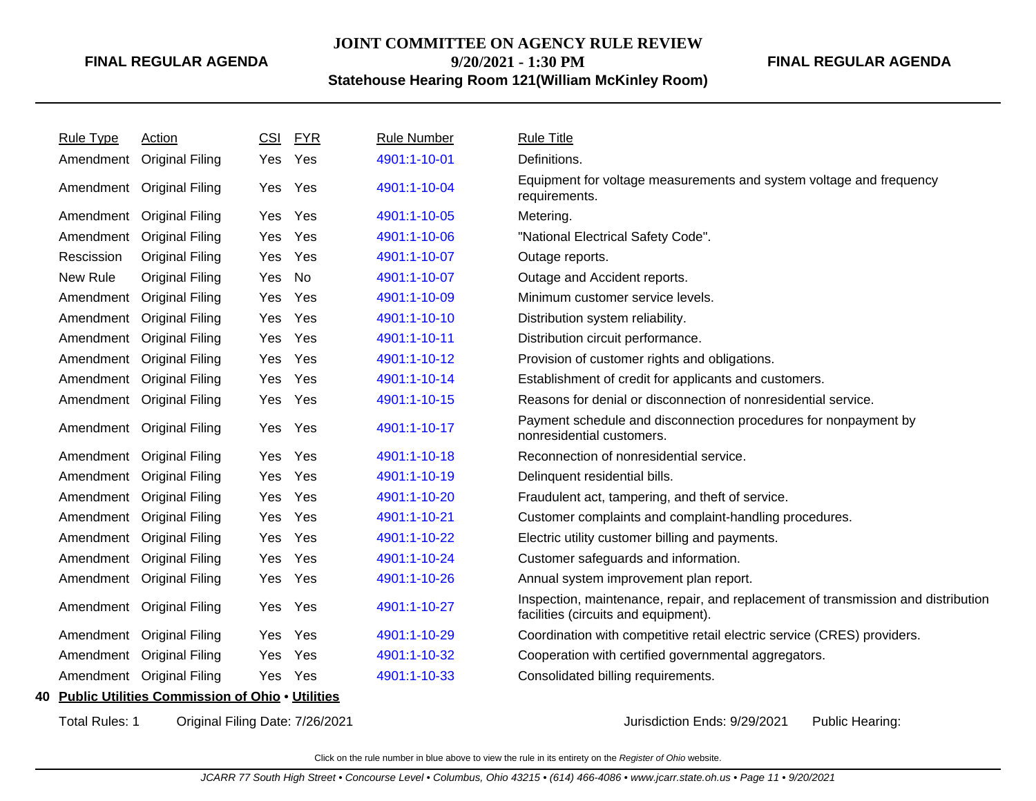| Rule Type | Action | CSI | FYR | Rule Number | Rule Title |
|---|---|---|---|---|---|
| Amendment | Original Filing | Yes | Yes | 4901:1-10-01 | Definitions. |
| Amendment | Original Filing | Yes | Yes | 4901:1-10-04 | Equipment for voltage measurements and system voltage and frequency requirements. |
| Amendment | Original Filing | Yes | Yes | 4901:1-10-05 | Metering. |
| Amendment | Original Filing | Yes | Yes | 4901:1-10-06 | "National Electrical Safety Code". |
| Rescission | Original Filing | Yes | Yes | 4901:1-10-07 | Outage reports. |
| New Rule | Original Filing | Yes | No | 4901:1-10-07 | Outage and Accident reports. |
| Amendment | Original Filing | Yes | Yes | 4901:1-10-09 | Minimum customer service levels. |
| Amendment | Original Filing | Yes | Yes | 4901:1-10-10 | Distribution system reliability. |
| Amendment | Original Filing | Yes | Yes | 4901:1-10-11 | Distribution circuit performance. |
| Amendment | Original Filing | Yes | Yes | 4901:1-10-12 | Provision of customer rights and obligations. |
| Amendment | Original Filing | Yes | Yes | 4901:1-10-14 | Establishment of credit for applicants and customers. |
| Amendment | Original Filing | Yes | Yes | 4901:1-10-15 | Reasons for denial or disconnection of nonresidential service. |
| Amendment | Original Filing | Yes | Yes | 4901:1-10-17 | Payment schedule and disconnection procedures for nonpayment by nonresidential customers. |
| Amendment | Original Filing | Yes | Yes | 4901:1-10-18 | Reconnection of nonresidential service. |
| Amendment | Original Filing | Yes | Yes | 4901:1-10-19 | Delinquent residential bills. |
| Amendment | Original Filing | Yes | Yes | 4901:1-10-20 | Fraudulent act, tampering, and theft of service. |
| Amendment | Original Filing | Yes | Yes | 4901:1-10-21 | Customer complaints and complaint-handling procedures. |
| Amendment | Original Filing | Yes | Yes | 4901:1-10-22 | Electric utility customer billing and payments. |
| Amendment | Original Filing | Yes | Yes | 4901:1-10-24 | Customer safeguards and information. |
| Amendment | Original Filing | Yes | Yes | 4901:1-10-26 | Annual system improvement plan report. |
| Amendment | Original Filing | Yes | Yes | 4901:1-10-27 | Inspection, maintenance, repair, and replacement of transmission and distribution facilities (circuits and equipment). |
| Amendment | Original Filing | Yes | Yes | 4901:1-10-29 | Coordination with competitive retail electric service (CRES) providers. |
| Amendment | Original Filing | Yes | Yes | 4901:1-10-32 | Cooperation with certified governmental aggregators. |
| Amendment | Original Filing | Yes | Yes | 4901:1-10-33 | Consolidated billing requirements. |

**40 Public Utilities Commission of Ohio • Utilities**

Total Rules: 1 Original Filing Date: 7/26/2021 Jurisdiction Ends: 9/29/2021 Public Hearing:

Click on the rule number in blue above to view the rule in its entirety on the *Register of Ohio* website.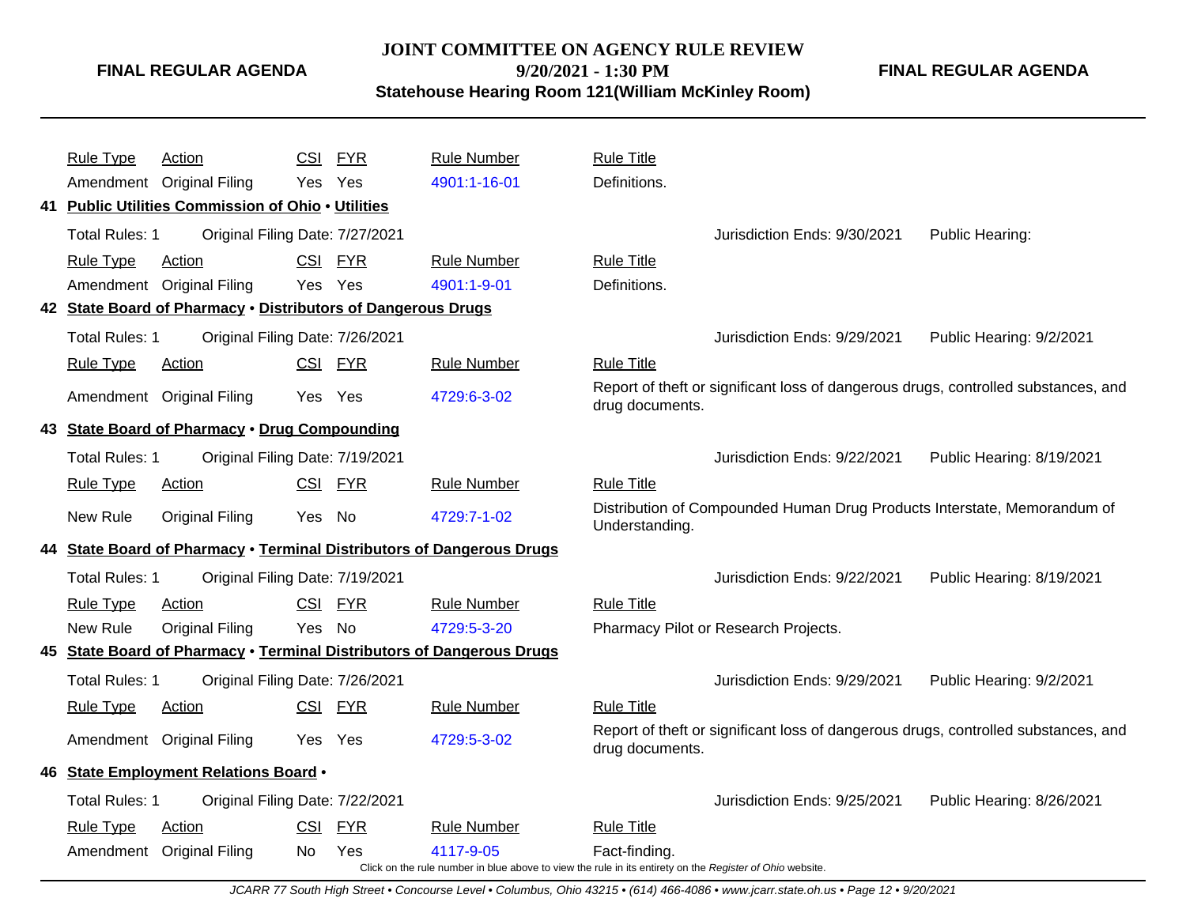| Rule Type | Action | CSI | FYR | Rule Number | Rule Title |
|---|---|---|---|---|---|
| Amendment | Original Filing | Yes | Yes | 4901:1-16-01 | Definitions. |

**41 Public Utilities Commission of Ohio • Utilities**

Total Rules: 1 Original Filing Date: 7/27/2021 Jurisdiction Ends: 9/30/2021 Public Hearing:

| Rule Type | Action | CSI | FYR | Rule Number | Rule Title |
|---|---|---|---|---|---|
| Amendment | Original Filing | Yes | Yes | 4901:1-9-01 | Definitions. |

**42 State Board of Pharmacy • Distributors of Dangerous Drugs**

Total Rules: 1 Original Filing Date: 7/26/2021 Jurisdiction Ends: 9/29/2021 Public Hearing: 9/2/2021

| Rule Type | Action | CSI | FYR | Rule Number | Rule Title |
|---|---|---|---|---|---|
| Amendment | Original Filing | Yes | Yes | 4729:6-3-02 | Report of theft or significant loss of dangerous drugs, controlled substances, and drug documents. |

**43 State Board of Pharmacy • Drug Compounding**

Total Rules: 1 Original Filing Date: 7/19/2021 Jurisdiction Ends: 9/22/2021 Public Hearing: 8/19/2021

| Rule Type | Action | CSI | FYR | Rule Number | Rule Title |
|---|---|---|---|---|---|
| New Rule | Original Filing | Yes | No | 4729:7-1-02 | Distribution of Compounded Human Drug Products Interstate, Memorandum of Understanding. |

**44 State Board of Pharmacy • Terminal Distributors of Dangerous Drugs**

Total Rules: 1 Original Filing Date: 7/19/2021 Jurisdiction Ends: 9/22/2021 Public Hearing: 8/19/2021

| Rule Type | Action | CSI | FYR | Rule Number | Rule Title |
|---|---|---|---|---|---|
| New Rule | Original Filing | Yes | No | 4729:5-3-20 | Pharmacy Pilot or Research Projects. |

**45 State Board of Pharmacy • Terminal Distributors of Dangerous Drugs**

Total Rules: 1 Original Filing Date: 7/26/2021 Jurisdiction Ends: 9/29/2021 Public Hearing: 9/2/2021

| Rule Type | Action | CSI | FYR | Rule Number | Rule Title |
|---|---|---|---|---|---|
| Amendment | Original Filing | Yes | Yes | 4729:5-3-02 | Report of theft or significant loss of dangerous drugs, controlled substances, and drug documents. |

**46 State Employment Relations Board •**

Total Rules: 1 Original Filing Date: 7/22/2021 Jurisdiction Ends: 9/25/2021 Public Hearing: 8/26/2021

| Rule Type | Action | CSI | FYR | Rule Number | Rule Title |
|---|---|---|---|---|---|
| Amendment | Original Filing | No | Yes | 4117-9-05 | Fact-finding. |

Click on the rule number in blue above to view the rule in its entirety on the *Register of Ohio* website.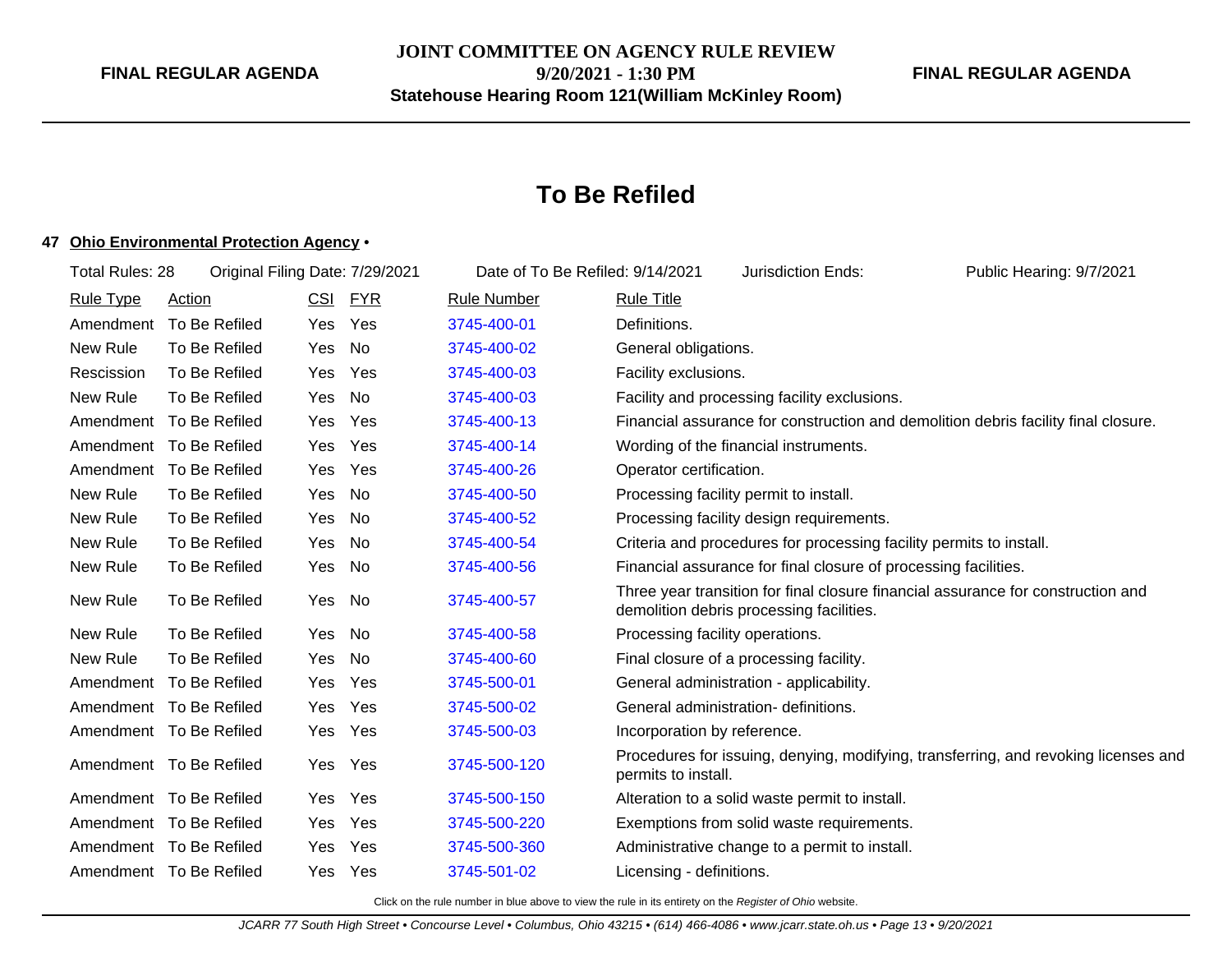# To Be Refiled

**47 Ohio Environmental Protection Agency •**

Total Rules: 28 | Original Filing Date: 7/29/2021 | Date of To Be Refiled: 9/14/2021 | Jurisdiction Ends: | Public Hearing: 9/7/2021

| Rule Type | Action | CSI | FYR | Rule Number | Rule Title |
|---|---|---|---|---|---|
| Amendment | To Be Refiled | Yes | Yes | 3745-400-01 | Definitions. |
| New Rule | To Be Refiled | Yes | No | 3745-400-02 | General obligations. |
| Rescission | To Be Refiled | Yes | Yes | 3745-400-03 | Facility exclusions. |
| New Rule | To Be Refiled | Yes | No | 3745-400-03 | Facility and processing facility exclusions. |
| Amendment | To Be Refiled | Yes | Yes | 3745-400-13 | Financial assurance for construction and demolition debris facility final closure. |
| Amendment | To Be Refiled | Yes | Yes | 3745-400-14 | Wording of the financial instruments. |
| Amendment | To Be Refiled | Yes | Yes | 3745-400-26 | Operator certification. |
| New Rule | To Be Refiled | Yes | No | 3745-400-50 | Processing facility permit to install. |
| New Rule | To Be Refiled | Yes | No | 3745-400-52 | Processing facility design requirements. |
| New Rule | To Be Refiled | Yes | No | 3745-400-54 | Criteria and procedures for processing facility permits to install. |
| New Rule | To Be Refiled | Yes | No | 3745-400-56 | Financial assurance for final closure of processing facilities. |
| New Rule | To Be Refiled | Yes | No | 3745-400-57 | Three year transition for final closure financial assurance for construction and demolition debris processing facilities. |
| New Rule | To Be Refiled | Yes | No | 3745-400-58 | Processing facility operations. |
| New Rule | To Be Refiled | Yes | No | 3745-400-60 | Final closure of a processing facility. |
| Amendment | To Be Refiled | Yes | Yes | 3745-500-01 | General administration - applicability. |
| Amendment | To Be Refiled | Yes | Yes | 3745-500-02 | General administration- definitions. |
| Amendment | To Be Refiled | Yes | Yes | 3745-500-03 | Incorporation by reference. |
| Amendment | To Be Refiled | Yes | Yes | 3745-500-120 | Procedures for issuing, denying, modifying, transferring, and revoking licenses and permits to install. |
| Amendment | To Be Refiled | Yes | Yes | 3745-500-150 | Alteration to a solid waste permit to install. |
| Amendment | To Be Refiled | Yes | Yes | 3745-500-220 | Exemptions from solid waste requirements. |
| Amendment | To Be Refiled | Yes | Yes | 3745-500-360 | Administrative change to a permit to install. |
| Amendment | To Be Refiled | Yes | Yes | 3745-501-02 | Licensing - definitions. |

Click on the rule number in blue above to view the rule in its entirety on the *Register of Ohio* website.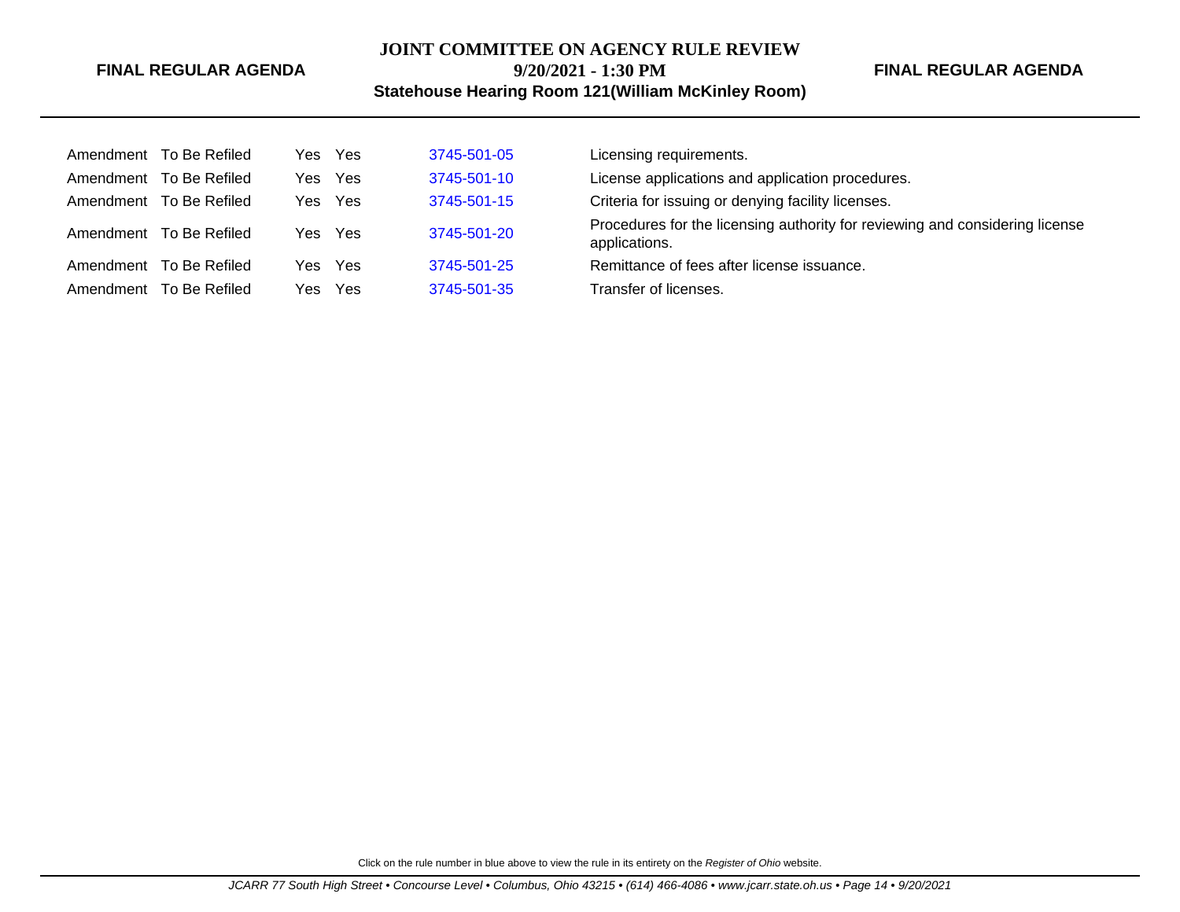| | | | | | |
|---|---|---|---|---|---|
| Amendment | To Be Refiled | Yes | Yes | 3745-501-05 | Licensing requirements. |
| Amendment | To Be Refiled | Yes | Yes | 3745-501-10 | License applications and application procedures. |
| Amendment | To Be Refiled | Yes | Yes | 3745-501-15 | Criteria for issuing or denying facility licenses. |
| Amendment | To Be Refiled | Yes | Yes | 3745-501-20 | Procedures for the licensing authority for reviewing and considering license applications. |
| Amendment | To Be Refiled | Yes | Yes | 3745-501-25 | Remittance of fees after license issuance. |
| Amendment | To Be Refiled | Yes | Yes | 3745-501-35 | Transfer of licenses. |

Click on the rule number in blue above to view the rule in its entirety on the *Register of Ohio* website.